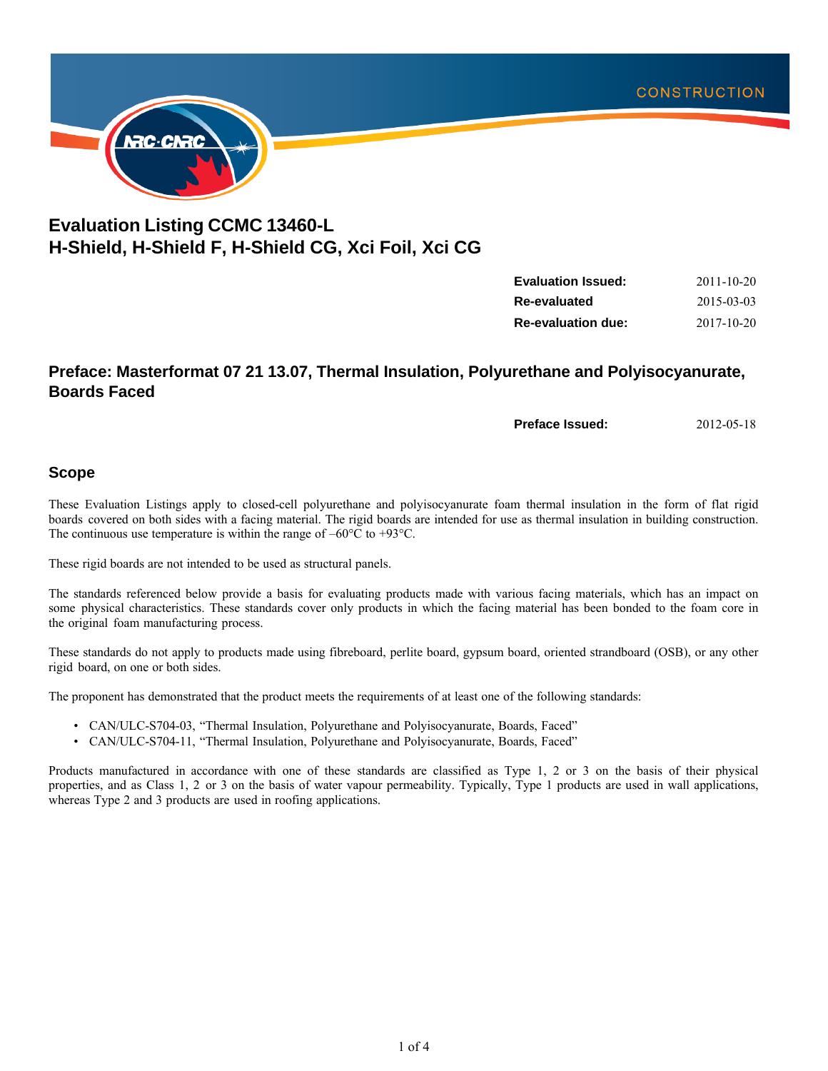# Evaluation Listing CCMC 13460-L
# H-Shield, H-Shield F, H-Shield CG, Xci Foil, Xci CG

| | |
|---|---|
| **Evaluation Issued:** | 2011-10-20 |
| **Re-evaluated** | 2015-03-03 |
| **Re-evaluation due:** | 2017-10-20 |

## Preface: Masterformat 07 21 13.07, Thermal Insulation, Polyurethane and Polyisocyanurate, Boards Faced

**Preface Issued:** 2012-05-18

## Scope

These Evaluation Listings apply to closed-cell polyurethane and polyisocyanurate foam thermal insulation in the form of flat rigid boards covered on both sides with a facing material. The rigid boards are intended for use as thermal insulation in building construction. The continuous use temperature is within the range of –60°C to +93°C.

These rigid boards are not intended to be used as structural panels.

The standards referenced below provide a basis for evaluating products made with various facing materials, which has an impact on some physical characteristics. These standards cover only products in which the facing material has been bonded to the foam core in the original foam manufacturing process.

These standards do not apply to products made using fibreboard, perlite board, gypsum board, oriented strandboard (OSB), or any other rigid board, on one or both sides.

The proponent has demonstrated that the product meets the requirements of at least one of the following standards:

- CAN/ULC-S704-03, "Thermal Insulation, Polyurethane and Polyisocyanurate, Boards, Faced"
- CAN/ULC-S704-11, "Thermal Insulation, Polyurethane and Polyisocyanurate, Boards, Faced"

Products manufactured in accordance with one of these standards are classified as Type 1, 2 or 3 on the basis of their physical properties, and as Class 1, 2 or 3 on the basis of water vapour permeability. Typically, Type 1 products are used in wall applications, whereas Type 2 and 3 products are used in roofing applications.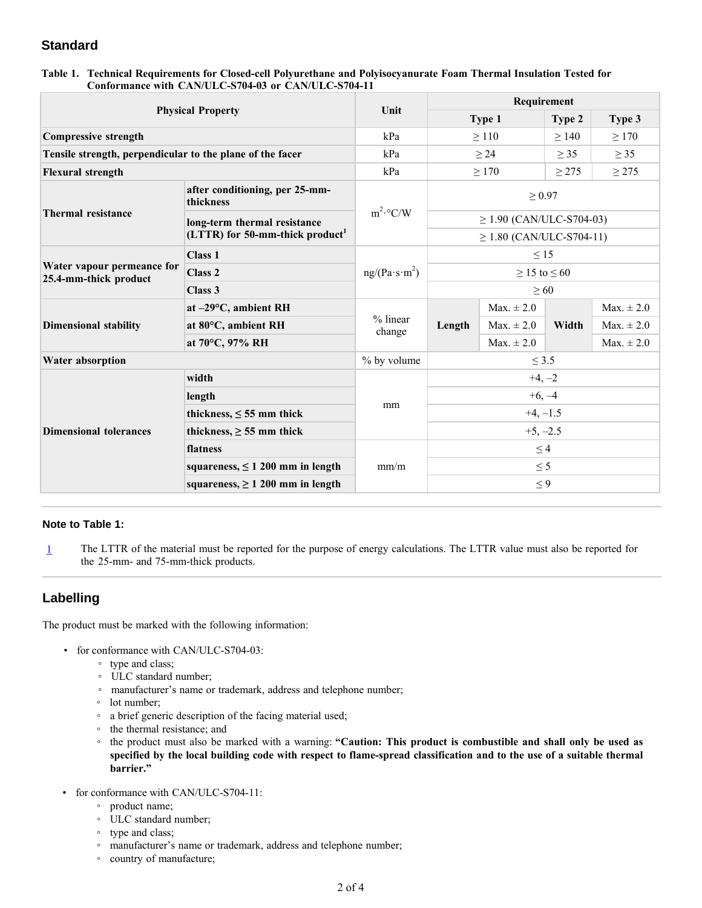## Standard

**Table 1. Technical Requirements for Closed-cell Polyurethane and Polyisocyanurate Foam Thermal Insulation Tested for Conformance with CAN/ULC-S704-03 or CAN/ULC-S704-11**

| Physical Property | | Unit | Requirement | | | |
|---|---|---|---|---|---|---|
| | | | Type 1 | | Type 2 | Type 3 |
| **Compressive strength** | | kPa | ≥ 110 | | ≥ 140 | ≥ 170 |
| **Tensile strength, perpendicular to the plane of the facer** | | kPa | ≥ 24 | | ≥ 35 | ≥ 35 |
| **Flexural strength** | | kPa | ≥ 170 | | ≥ 275 | ≥ 275 |
| **Thermal resistance** | **after conditioning, per 25-mm-thickness** | $m^2 \cdot °C/W$ | ≥ 0.97 | | | |
| | **long-term thermal resistance (LTTR) for 50-mm-thick product**[1] | | ≥ 1.90 (CAN/ULC-S704-03) | | | |
| | | | ≥ 1.80 (CAN/ULC-S704-11) | | | |
| **Water vapour permeance for 25.4-mm-thick product** | **Class 1** | $ng/(Pa \cdot s \cdot m^2)$ | ≤ 15 | | | |
| | **Class 2** | | ≥ 15 to ≤ 60 | | | |
| | **Class 3** | | ≥ 60 | | | |
| **Dimensional stability** | **at –29°C, ambient RH** | % linear change | **Length** | Max. ± 2.0 | **Width** | Max. ± 2.0 |
| | **at 80°C, ambient RH** | | | Max. ± 2.0 | | Max. ± 2.0 |
| | **at 70°C, 97% RH** | | | Max. ± 2.0 | | Max. ± 2.0 |
| **Water absorption** | | % by volume | ≤ 3.5 | | | |
| **Dimensional tolerances** | **width** | mm | +4, –2 | | | |
| | **length** | | +6, –4 | | | |
| | **thickness, ≤ 55 mm thick** | | +4, –1.5 | | | |
| | **thickness, ≥ 55 mm thick** | | +5, –2.5 | | | |
| | **flatness** | mm/m | ≤ 4 | | | |
| | **squareness, ≤ 1 200 mm in length** | | ≤ 5 | | | |
| | **squareness, ≥ 1 200 mm in length** | | ≤ 9 | | | |

### Note to Table 1:

1 The LTTR of the material must be reported for the purpose of energy calculations. The LTTR value must also be reported for the 25-mm- and 75-mm-thick products.

## Labelling

The product must be marked with the following information:

- for conformance with CAN/ULC-S704-03:
  - type and class;
  - ULC standard number;
  - manufacturer's name or trademark, address and telephone number;
  - lot number;
  - a brief generic description of the facing material used;
  - the thermal resistance; and
  - the product must also be marked with a warning: **"Caution: This product is combustible and shall only be used as specified by the local building code with respect to flame-spread classification and to the use of a suitable thermal barrier."**
- for conformance with CAN/ULC-S704-11:
  - product name;
  - ULC standard number;
  - type and class;
  - manufacturer's name or trademark, address and telephone number;
  - country of manufacture;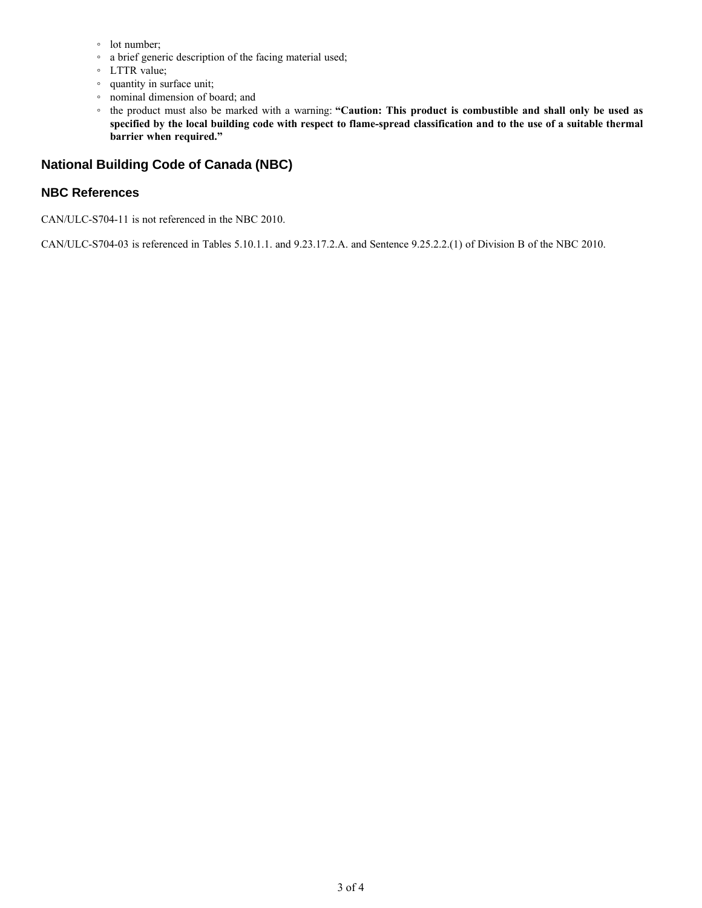- lot number;
- a brief generic description of the facing material used;
- LTTR value;
- quantity in surface unit;
- nominal dimension of board; and
- the product must also be marked with a warning: **"Caution: This product is combustible and shall only be used as specified by the local building code with respect to flame-spread classification and to the use of a suitable thermal barrier when required."**

## National Building Code of Canada (NBC)

### NBC References

CAN/ULC-S704-11 is not referenced in the NBC 2010.

CAN/ULC-S704-03 is referenced in Tables 5.10.1.1. and 9.23.17.2.A. and Sentence 9.25.2.2.(1) of Division B of the NBC 2010.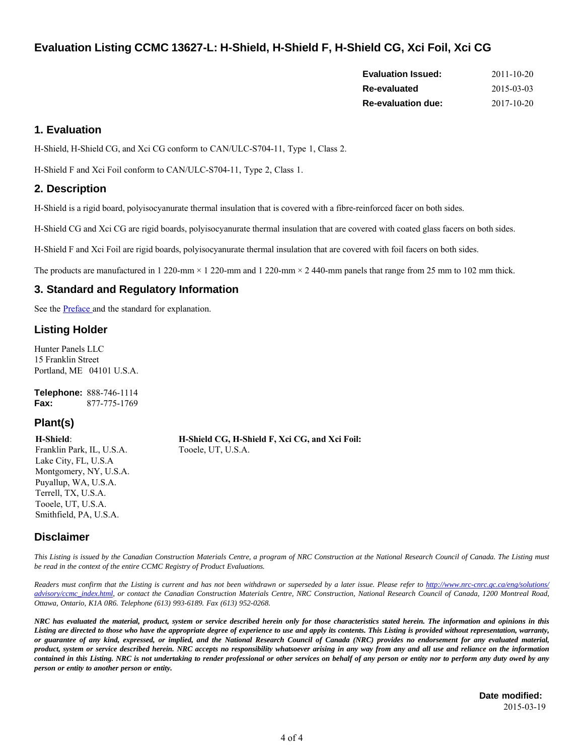# Evaluation Listing CCMC 13627-L: H-Shield, H-Shield F, H-Shield CG, Xci Foil, Xci CG

| | |
|---|---|
| **Evaluation Issued:** | 2011-10-20 |
| **Re-evaluated** | 2015-03-03 |
| **Re-evaluation due:** | 2017-10-20 |

## 1. Evaluation

H-Shield, H-Shield CG, and Xci CG conform to CAN/ULC-S704-11, Type 1, Class 2.

H-Shield F and Xci Foil conform to CAN/ULC-S704-11, Type 2, Class 1.

## 2. Description

H-Shield is a rigid board, polyisocyanurate thermal insulation that is covered with a fibre-reinforced facer on both sides.

H-Shield CG and Xci CG are rigid boards, polyisocyanurate thermal insulation that are covered with coated glass facers on both sides.

H-Shield F and Xci Foil are rigid boards, polyisocyanurate thermal insulation that are covered with foil facers on both sides.

The products are manufactured in 1 220-mm × 1 220-mm and 1 220-mm × 2 440-mm panels that range from 25 mm to 102 mm thick.

## 3. Standard and Regulatory Information

See the Preface and the standard for explanation.

## Listing Holder

Hunter Panels LLC
15 Franklin Street
Portland, ME 04101 U.S.A.

**Telephone:** 888-746-1114
**Fax:** 877-775-1769

## Plant(s)

**H-Shield**:
Franklin Park, IL, U.S.A.
Lake City, FL, U.S.A
Montgomery, NY, U.S.A.
Puyallup, WA, U.S.A.
Terrell, TX, U.S.A.
Tooele, UT, U.S.A.
Smithfield, PA, U.S.A.

**H-Shield CG, H-Shield F, Xci CG, and Xci Foil:**
Tooele, UT, U.S.A.

## Disclaimer

*This Listing is issued by the Canadian Construction Materials Centre, a program of NRC Construction at the National Research Council of Canada. The Listing must be read in the context of the entire CCMC Registry of Product Evaluations.*

*Readers must confirm that the Listing is current and has not been withdrawn or superseded by a later issue. Please refer to http://www.nrc-cnrc.gc.ca/eng/solutions/advisory/ccmc_index.html, or contact the Canadian Construction Materials Centre, NRC Construction, National Research Council of Canada, 1200 Montreal Road, Ottawa, Ontario, K1A 0R6. Telephone (613) 993-6189. Fax (613) 952-0268.*

***NRC has evaluated the material, product, system or service described herein only for those characteristics stated herein. The information and opinions in this Listing are directed to those who have the appropriate degree of experience to use and apply its contents. This Listing is provided without representation, warranty, or guarantee of any kind, expressed, or implied, and the National Research Council of Canada (NRC) provides no endorsement for any evaluated material, product, system or service described herein. NRC accepts no responsibility whatsoever arising in any way from any and all use and reliance on the information contained in this Listing. NRC is not undertaking to render professional or other services on behalf of any person or entity nor to perform any duty owed by any person or entity to another person or entity.***

**Date modified:**
2015-03-19